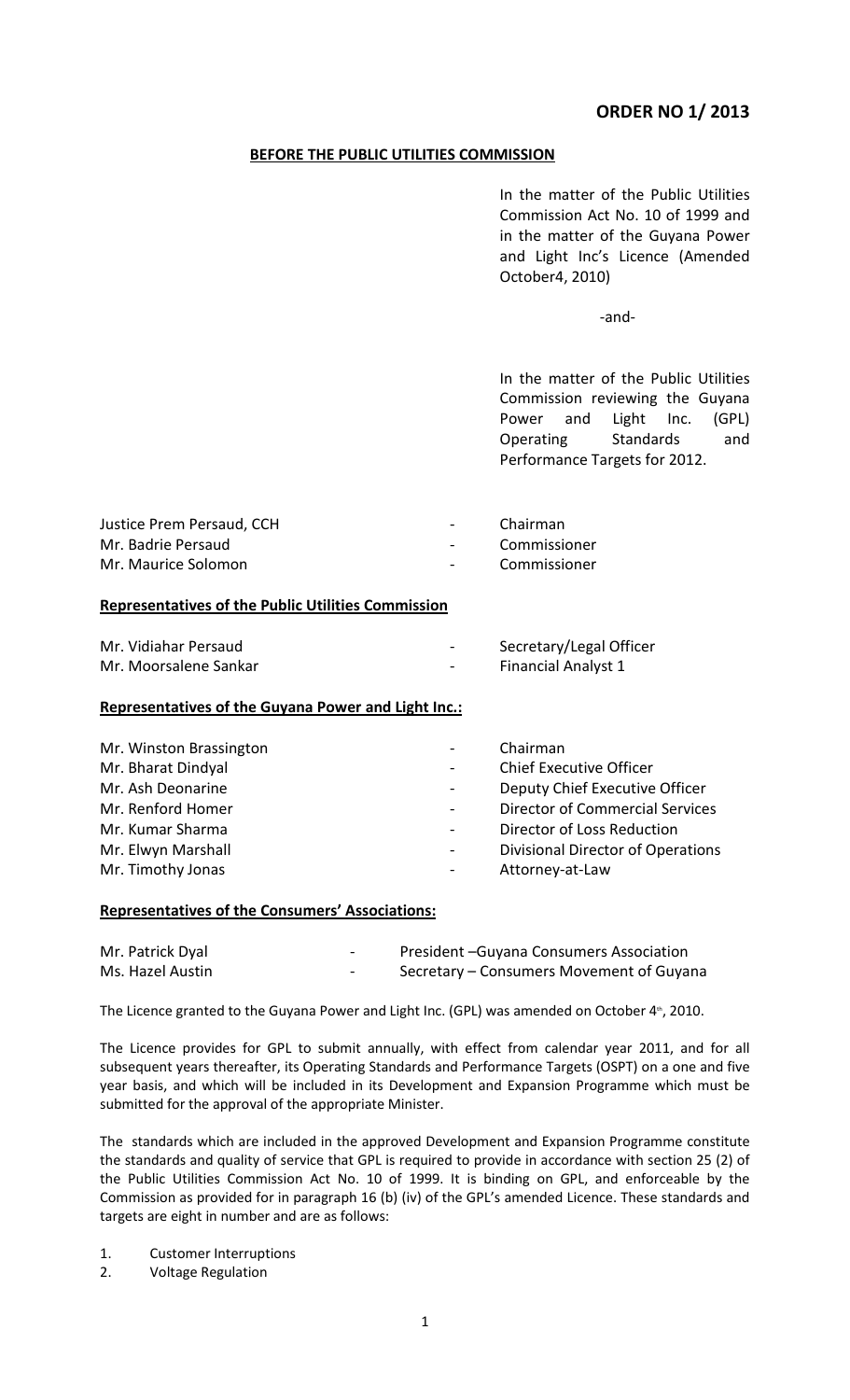# ORDER NO 1/ 2013

**BEFORE THE PUBLIC UTILITIES COMMISSION**

In the matter of the Public Utilities Commission Act No. 10 of 1999 and in the matter of the Guyana Power and Light Inc's Licence (Amended October4, 2010)

-and-

In the matter of the Public Utilities Commission reviewing the Guyana Power and Light Inc. (GPL) Operating Standards and Performance Targets for 2012.

| | | |
|---|---|---|
| Justice Prem Persaud, CCH | - | Chairman |
| Mr. Badrie Persaud | - | Commissioner |
| Mr. Maurice Solomon | - | Commissioner |

**Representatives of the Public Utilities Commission**

| | | |
|---|---|---|
| Mr. Vidiahar Persaud | - | Secretary/Legal Officer |
| Mr. Moorsalene Sankar | - | Financial Analyst 1 |

**Representatives of the Guyana Power and Light Inc.:**

| | | |
|---|---|---|
| Mr. Winston Brassington | - | Chairman |
| Mr. Bharat Dindyal | - | Chief Executive Officer |
| Mr. Ash Deonarine | - | Deputy Chief Executive Officer |
| Mr. Renford Homer | - | Director of Commercial Services |
| Mr. Kumar Sharma | - | Director of Loss Reduction |
| Mr. Elwyn Marshall | - | Divisional Director of Operations |
| Mr. Timothy Jonas | - | Attorney-at-Law |

**Representatives of the Consumers' Associations:**

| | | |
|---|---|---|
| Mr. Patrick Dyal | - | President –Guyana Consumers Association |
| Ms. Hazel Austin | - | Secretary – Consumers Movement of Guyana |

The Licence granted to the Guyana Power and Light Inc. (GPL) was amended on October 4th, 2010.

The Licence provides for GPL to submit annually, with effect from calendar year 2011, and for all subsequent years thereafter, its Operating Standards and Performance Targets (OSPT) on a one and five year basis, and which will be included in its Development and Expansion Programme which must be submitted for the approval of the appropriate Minister.

The standards which are included in the approved Development and Expansion Programme constitute the standards and quality of service that GPL is required to provide in accordance with section 25 (2) of the Public Utilities Commission Act No. 10 of 1999. It is binding on GPL, and enforceable by the Commission as provided for in paragraph 16 (b) (iv) of the GPL's amended Licence. These standards and targets are eight in number and are as follows:

1. Customer Interruptions
2. Voltage Regulation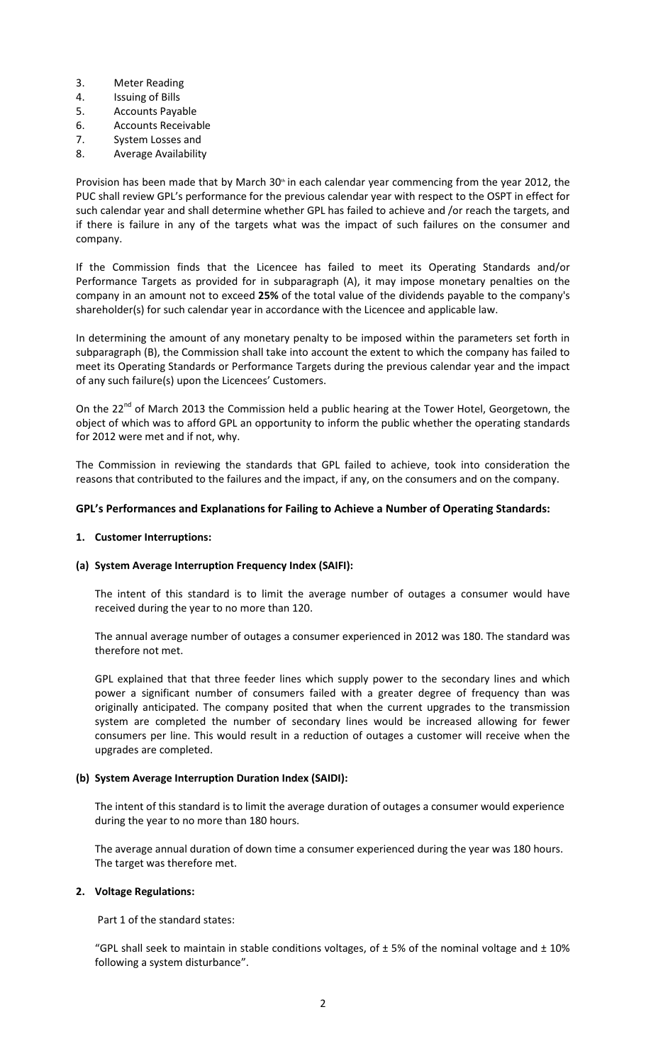3. Meter Reading
4. Issuing of Bills
5. Accounts Payable
6. Accounts Receivable
7. System Losses and
8. Average Availability

Provision has been made that by March 30th in each calendar year commencing from the year 2012, the PUC shall review GPL's performance for the previous calendar year with respect to the OSPT in effect for such calendar year and shall determine whether GPL has failed to achieve and /or reach the targets, and if there is failure in any of the targets what was the impact of such failures on the consumer and company.

If the Commission finds that the Licencee has failed to meet its Operating Standards and/or Performance Targets as provided for in subparagraph (A), it may impose monetary penalties on the company in an amount not to exceed **25%** of the total value of the dividends payable to the company's shareholder(s) for such calendar year in accordance with the Licencee and applicable law.

In determining the amount of any monetary penalty to be imposed within the parameters set forth in subparagraph (B), the Commission shall take into account the extent to which the company has failed to meet its Operating Standards or Performance Targets during the previous calendar year and the impact of any such failure(s) upon the Licencees' Customers.

On the 22nd of March 2013 the Commission held a public hearing at the Tower Hotel, Georgetown, the object of which was to afford GPL an opportunity to inform the public whether the operating standards for 2012 were met and if not, why.

The Commission in reviewing the standards that GPL failed to achieve, took into consideration the reasons that contributed to the failures and the impact, if any, on the consumers and on the company.

**GPL's Performances and Explanations for Failing to Achieve a Number of Operating Standards:**

**1. Customer Interruptions:**

**(a) System Average Interruption Frequency Index (SAIFI):**

The intent of this standard is to limit the average number of outages a consumer would have received during the year to no more than 120.

The annual average number of outages a consumer experienced in 2012 was 180. The standard was therefore not met.

GPL explained that that three feeder lines which supply power to the secondary lines and which power a significant number of consumers failed with a greater degree of frequency than was originally anticipated. The company posited that when the current upgrades to the transmission system are completed the number of secondary lines would be increased allowing for fewer consumers per line. This would result in a reduction of outages a customer will receive when the upgrades are completed.

**(b) System Average Interruption Duration Index (SAIDI):**

The intent of this standard is to limit the average duration of outages a consumer would experience during the year to no more than 180 hours.

The average annual duration of down time a consumer experienced during the year was 180 hours. The target was therefore met.

**2. Voltage Regulations:**

Part 1 of the standard states:

"GPL shall seek to maintain in stable conditions voltages, of ± 5% of the nominal voltage and ± 10% following a system disturbance".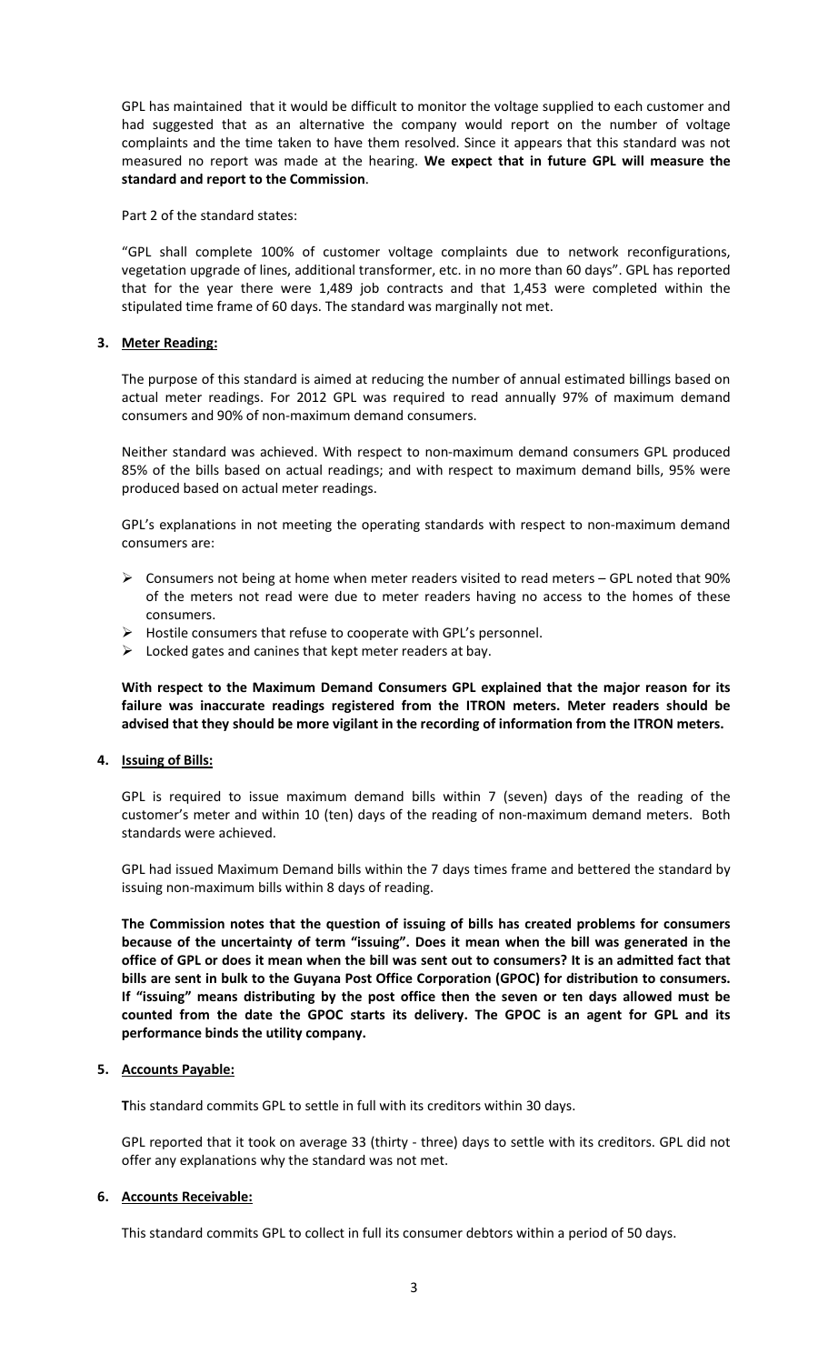GPL has maintained that it would be difficult to monitor the voltage supplied to each customer and had suggested that as an alternative the company would report on the number of voltage complaints and the time taken to have them resolved. Since it appears that this standard was not measured no report was made at the hearing. **We expect that in future GPL will measure the standard and report to the Commission**.

Part 2 of the standard states:

"GPL shall complete 100% of customer voltage complaints due to network reconfigurations, vegetation upgrade of lines, additional transformer, etc. in no more than 60 days". GPL has reported that for the year there were 1,489 job contracts and that 1,453 were completed within the stipulated time frame of 60 days. The standard was marginally not met.

### 3. Meter Reading:

The purpose of this standard is aimed at reducing the number of annual estimated billings based on actual meter readings. For 2012 GPL was required to read annually 97% of maximum demand consumers and 90% of non-maximum demand consumers.

Neither standard was achieved. With respect to non-maximum demand consumers GPL produced 85% of the bills based on actual readings; and with respect to maximum demand bills, 95% were produced based on actual meter readings.

GPL's explanations in not meeting the operating standards with respect to non-maximum demand consumers are:

- Consumers not being at home when meter readers visited to read meters – GPL noted that 90% of the meters not read were due to meter readers having no access to the homes of these consumers.
- Hostile consumers that refuse to cooperate with GPL's personnel.
- Locked gates and canines that kept meter readers at bay.

**With respect to the Maximum Demand Consumers GPL explained that the major reason for its failure was inaccurate readings registered from the ITRON meters. Meter readers should be advised that they should be more vigilant in the recording of information from the ITRON meters.**

### 4. Issuing of Bills:

GPL is required to issue maximum demand bills within 7 (seven) days of the reading of the customer's meter and within 10 (ten) days of the reading of non-maximum demand meters. Both standards were achieved.

GPL had issued Maximum Demand bills within the 7 days times frame and bettered the standard by issuing non-maximum bills within 8 days of reading.

**The Commission notes that the question of issuing of bills has created problems for consumers because of the uncertainty of term "issuing". Does it mean when the bill was generated in the office of GPL or does it mean when the bill was sent out to consumers? It is an admitted fact that bills are sent in bulk to the Guyana Post Office Corporation (GPOC) for distribution to consumers. If "issuing" means distributing by the post office then the seven or ten days allowed must be counted from the date the GPOC starts its delivery. The GPOC is an agent for GPL and its performance binds the utility company.**

### 5. Accounts Payable:

**T**his standard commits GPL to settle in full with its creditors within 30 days.

GPL reported that it took on average 33 (thirty - three) days to settle with its creditors. GPL did not offer any explanations why the standard was not met.

### 6. Accounts Receivable:

This standard commits GPL to collect in full its consumer debtors within a period of 50 days.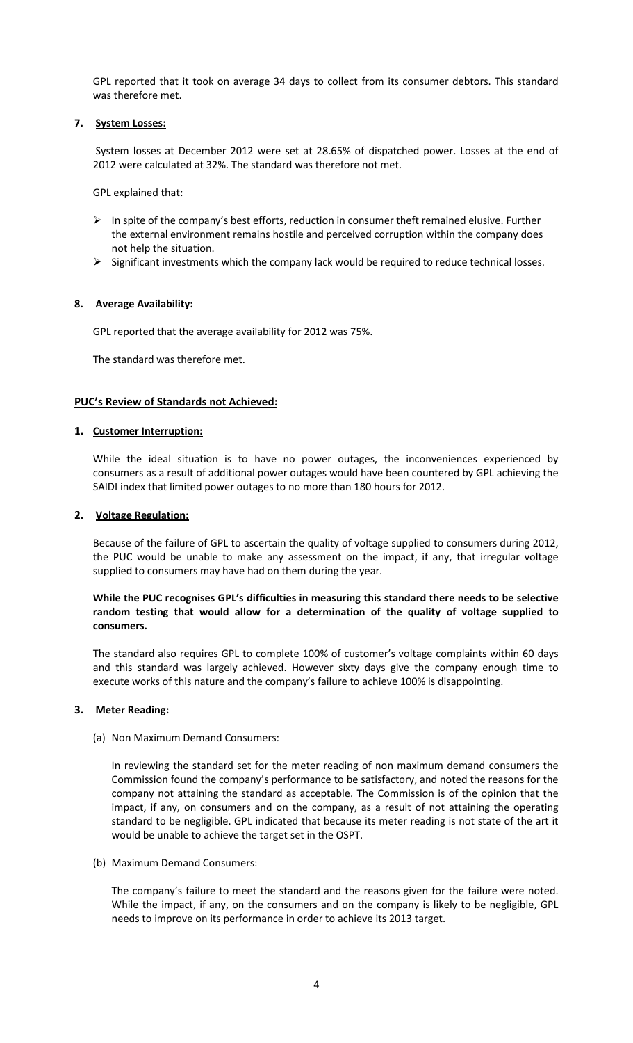GPL reported that it took on average 34 days to collect from its consumer debtors. This standard was therefore met.

7. **System Losses:**

System losses at December 2012 were set at 28.65% of dispatched power. Losses at the end of 2012 were calculated at 32%. The standard was therefore not met.

GPL explained that:

- In spite of the company's best efforts, reduction in consumer theft remained elusive. Further the external environment remains hostile and perceived corruption within the company does not help the situation.
- Significant investments which the company lack would be required to reduce technical losses.

8. **Average Availability:**

GPL reported that the average availability for 2012 was 75%.

The standard was therefore met.

**PUC's Review of Standards not Achieved:**

1. **Customer Interruption:**

While the ideal situation is to have no power outages, the inconveniences experienced by consumers as a result of additional power outages would have been countered by GPL achieving the SAIDI index that limited power outages to no more than 180 hours for 2012.

2. **Voltage Regulation:**

Because of the failure of GPL to ascertain the quality of voltage supplied to consumers during 2012, the PUC would be unable to make any assessment on the impact, if any, that irregular voltage supplied to consumers may have had on them during the year.

**While the PUC recognises GPL's difficulties in measuring this standard there needs to be selective random testing that would allow for a determination of the quality of voltage supplied to consumers.**

The standard also requires GPL to complete 100% of customer's voltage complaints within 60 days and this standard was largely achieved. However sixty days give the company enough time to execute works of this nature and the company's failure to achieve 100% is disappointing.

3. **Meter Reading:**

(a) Non Maximum Demand Consumers:

In reviewing the standard set for the meter reading of non maximum demand consumers the Commission found the company's performance to be satisfactory, and noted the reasons for the company not attaining the standard as acceptable. The Commission is of the opinion that the impact, if any, on consumers and on the company, as a result of not attaining the operating standard to be negligible. GPL indicated that because its meter reading is not state of the art it would be unable to achieve the target set in the OSPT.

(b) Maximum Demand Consumers:

The company's failure to meet the standard and the reasons given for the failure were noted. While the impact, if any, on the consumers and on the company is likely to be negligible, GPL needs to improve on its performance in order to achieve its 2013 target.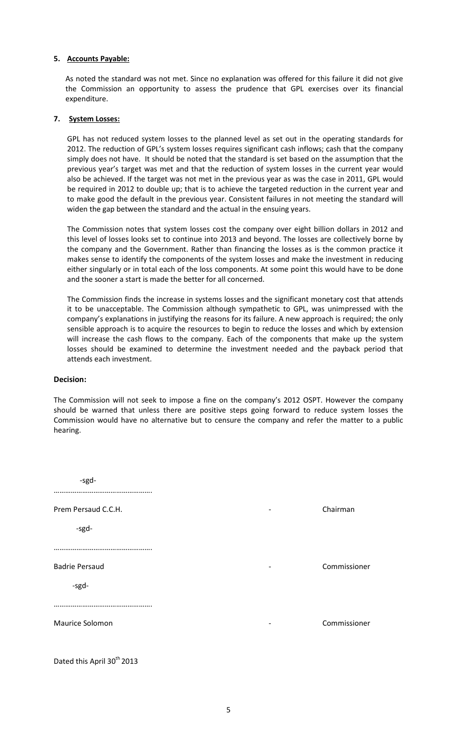**5. Accounts Payable:**

As noted the standard was not met. Since no explanation was offered for this failure it did not give the Commission an opportunity to assess the prudence that GPL exercises over its financial expenditure.

**7. System Losses:**

GPL has not reduced system losses to the planned level as set out in the operating standards for 2012. The reduction of GPL's system losses requires significant cash inflows; cash that the company simply does not have. It should be noted that the standard is set based on the assumption that the previous year's target was met and that the reduction of system losses in the current year would also be achieved. If the target was not met in the previous year as was the case in 2011, GPL would be required in 2012 to double up; that is to achieve the targeted reduction in the current year and to make good the default in the previous year. Consistent failures in not meeting the standard will widen the gap between the standard and the actual in the ensuing years.

The Commission notes that system losses cost the company over eight billion dollars in 2012 and this level of losses looks set to continue into 2013 and beyond. The losses are collectively borne by the company and the Government. Rather than financing the losses as is the common practice it makes sense to identify the components of the system losses and make the investment in reducing either singularly or in total each of the loss components. At some point this would have to be done and the sooner a start is made the better for all concerned.

The Commission finds the increase in systems losses and the significant monetary cost that attends it to be unacceptable. The Commission although sympathetic to GPL, was unimpressed with the company's explanations in justifying the reasons for its failure. A new approach is required; the only sensible approach is to acquire the resources to begin to reduce the losses and which by extension will increase the cash flows to the company. Each of the components that make up the system losses should be examined to determine the investment needed and the payback period that attends each investment.

**Decision:**

The Commission will not seek to impose a fine on the company's 2012 OSPT. However the company should be warned that unless there are positive steps going forward to reduce system losses the Commission would have no alternative but to censure the company and refer the matter to a public hearing.

-sgd-

…………………………………………

Prem Persaud C.C.H. - Chairman

-sgd-

…………………………………………

Badrie Persaud - Commissioner

-sgd-

…………………………………………

Maurice Solomon - Commissioner

Dated this April 30th 2013